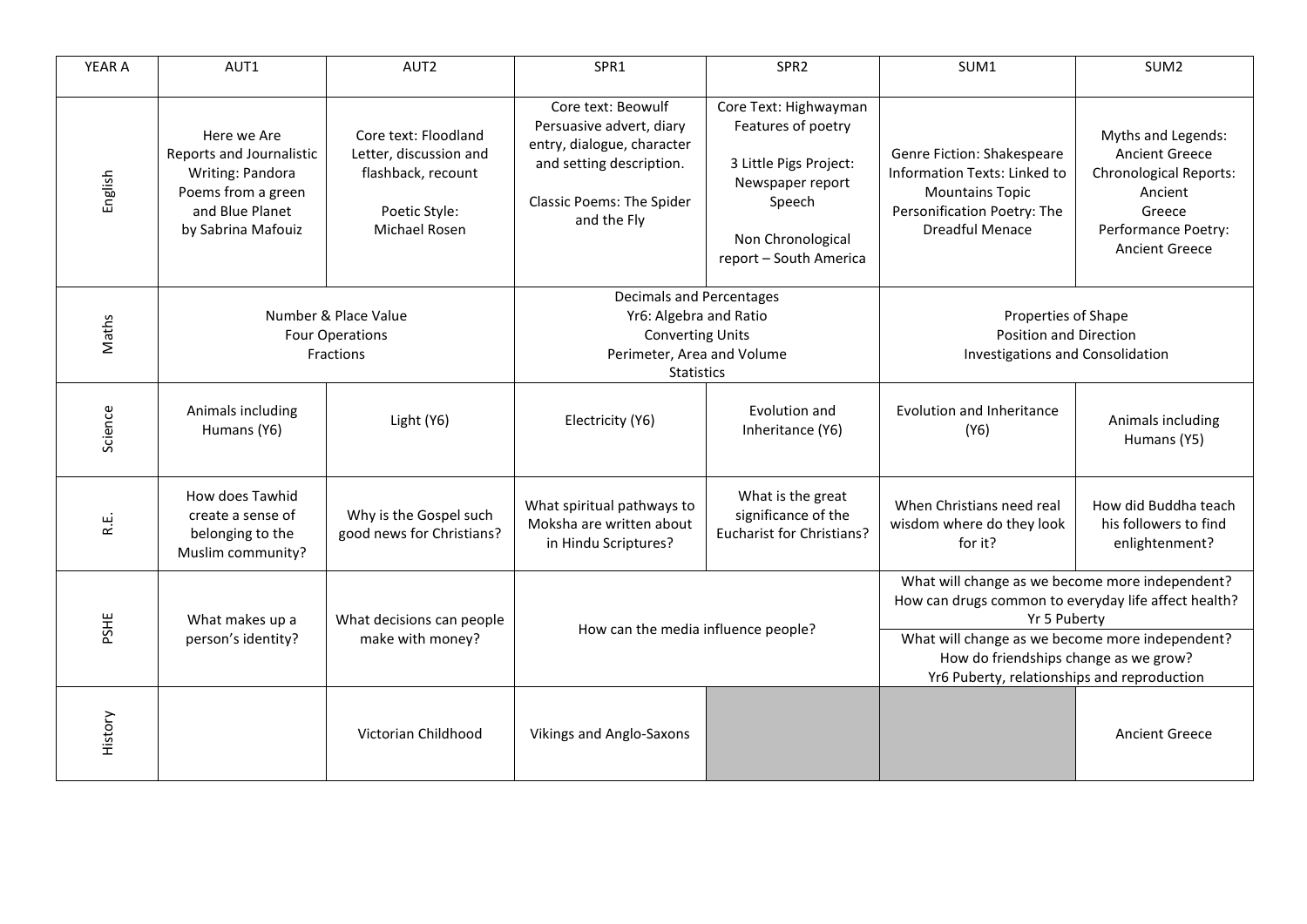| YEAR A | AUT1 | AUT2 | SPR1 | SPR2 | SUM1 | SUM2 |
|---|---|---|---|---|---|---|
| English | Here we Are<br>Reports and Journalistic Writing: Pandora<br>Poems from a green and Blue Planet by Sabrina Mafouiz | Core text: Floodland<br>Letter, discussion and flashback, recount<br><br>Poetic Style: Michael Rosen | Core text: Beowulf<br>Persuasive advert, diary entry, dialogue, character and setting description.<br><br>Classic Poems: The Spider and the Fly | Core Text: Highwayman<br>Features of poetry<br><br>3 Little Pigs Project: Newspaper report<br>Speech<br><br>Non Chronological report – South America | Genre Fiction: Shakespeare<br>Information Texts: Linked to Mountains Topic<br>Personification Poetry: The Dreadful Menace | Myths and Legends: Ancient Greece<br>Chronological Reports: Ancient Greece<br>Performance Poetry: Ancient Greece |
| Maths | Number & Place Value<br>Four Operations<br>Fractions | | Decimals and Percentages<br>Yr6: Algebra and Ratio<br>Converting Units<br>Perimeter, Area and Volume<br>Statistics | | Properties of Shape<br>Position and Direction<br>Investigations and Consolidation | |
| Science | Animals including Humans (Y6) | Light (Y6) | Electricity (Y6) | Evolution and Inheritance (Y6) | Evolution and Inheritance (Y6) | Animals including Humans (Y5) |
| R.E. | How does Tawhid create a sense of belonging to the Muslim community? | Why is the Gospel such good news for Christians? | What spiritual pathways to Moksha are written about in Hindu Scriptures? | What is the great significance of the Eucharist for Christians? | When Christians need real wisdom where do they look for it? | How did Buddha teach his followers to find enlightenment? |
| PSHE | What makes up a person's identity? | What decisions can people make with money? | How can the media influence people? | | What will change as we become more independent?<br>How can drugs common to everyday life affect health?<br>Yr 5 Puberty<br><br>What will change as we become more independent?<br>How do friendships change as we grow?<br>Yr6 Puberty, relationships and reproduction | |
| History | | Victorian Childhood | Vikings and Anglo-Saxons | | | Ancient Greece |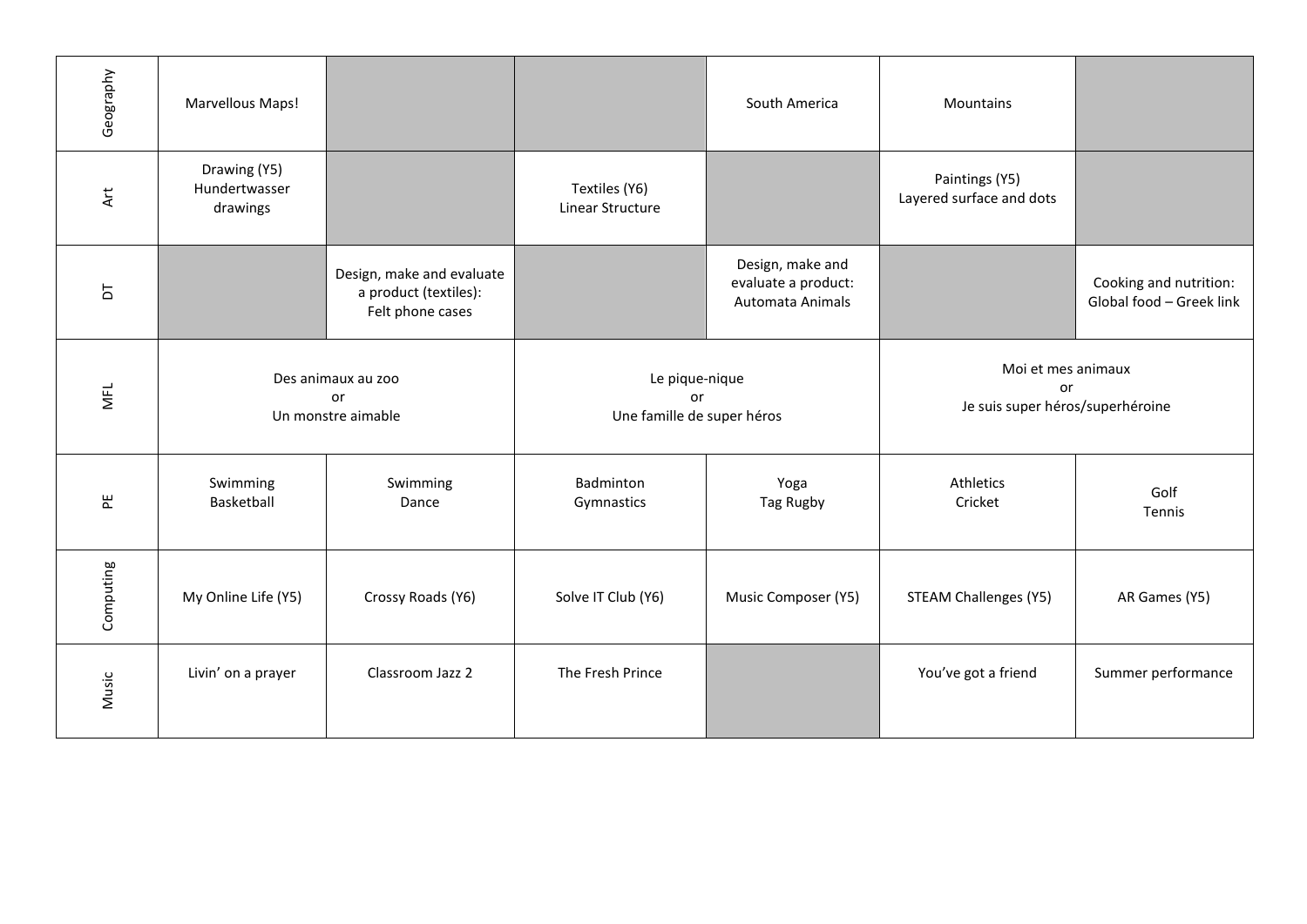| | | | | | | |
|---|---|---|---|---|---|---|
| Geography | Marvellous Maps! | | | South America | Mountains | |
| Art | Drawing (Y5) Hundertwasser drawings | | Textiles (Y6) Linear Structure | | Paintings (Y5) Layered surface and dots | |
| DT | | Design, make and evaluate a product (textiles): Felt phone cases | | Design, make and evaluate a product: Automata Animals | | Cooking and nutrition: Global food – Greek link |
| MFL | Des animaux au zoo or Un monstre aimable | | Le pique-nique or Une famille de super héros | | Moi et mes animaux or Je suis super héros/superhéroine | |
| PE | Swimming Basketball | Swimming Dance | Badminton Gymnastics | Yoga Tag Rugby | Athletics Cricket | Golf Tennis |
| Computing | My Online Life (Y5) | Crossy Roads (Y6) | Solve IT Club (Y6) | Music Composer (Y5) | STEAM Challenges (Y5) | AR Games (Y5) |
| Music | Livin' on a prayer | Classroom Jazz 2 | The Fresh Prince | | You've got a friend | Summer performance |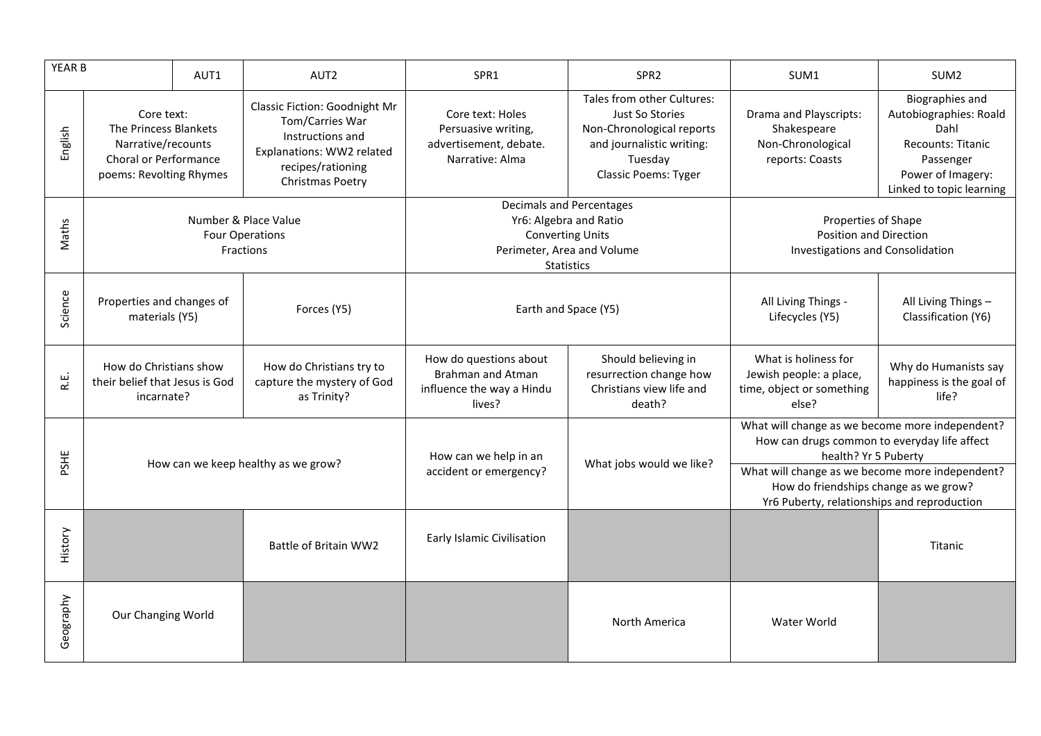| YEAR B | AUT1 | AUT2 | SPR1 | SPR2 | SUM1 | SUM2 |
|---|---|---|---|---|---|---|
| English | Core text: The Princess Blankets Narrative/recounts Choral or Performance poems: Revolting Rhymes | Classic Fiction: Goodnight Mr Tom/Carries War Instructions and Explanations: WW2 related recipes/rationing Christmas Poetry | Core text: Holes Persuasive writing, advertisement, debate. Narrative: Alma | Tales from other Cultures: Just So Stories Non-Chronological reports and journalistic writing: Tuesday Classic Poems: Tyger | Drama and Playscripts: Shakespeare Non-Chronological reports: Coasts | Biographies and Autobiographies: Roald Dahl Recounts: Titanic Passenger Power of Imagery: Linked to topic learning |
| Maths | Number & Place Value Four Operations Fractions | | Decimals and Percentages Yr6: Algebra and Ratio Converting Units Perimeter, Area and Volume Statistics | | Properties of Shape Position and Direction Investigations and Consolidation | |
| Science | Properties and changes of materials (Y5) | Forces (Y5) | Earth and Space (Y5) | | All Living Things - Lifecycles (Y5) | All Living Things – Classification (Y6) |
| R.E. | How do Christians show their belief that Jesus is God incarnate? | How do Christians try to capture the mystery of God as Trinity? | How do questions about Brahman and Atman influence the way a Hindu lives? | Should believing in resurrection change how Christians view life and death? | What is holiness for Jewish people: a place, time, object or something else? | Why do Humanists say happiness is the goal of life? |
| PSHE | How can we keep healthy as we grow? | | How can we help in an accident or emergency? | What jobs would we like? | What will change as we become more independent? How can drugs common to everyday life affect health? Yr 5 Puberty<br>What will change as we become more independent? How do friendships change as we grow? Yr6 Puberty, relationships and reproduction | |
| History | | Battle of Britain WW2 | Early Islamic Civilisation | | | Titanic |
| Geography | Our Changing World | | | North America | Water World | |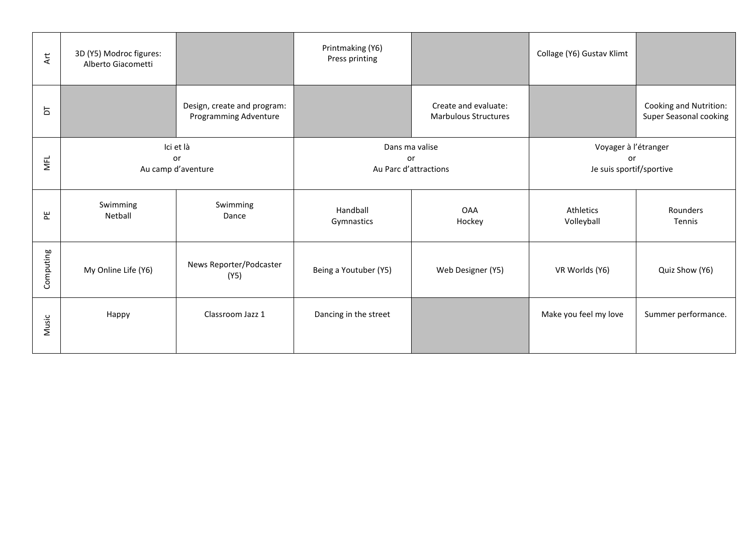| | | | | | | |
|---|---|---|---|---|---|---|
| Art | 3D (Y5) Modroc figures: Alberto Giacometti | | Printmaking (Y6) Press printing | | Collage (Y6) Gustav Klimt | |
| DT | | Design, create and program: Programming Adventure | | Create and evaluate: Marbulous Structures | | Cooking and Nutrition: Super Seasonal cooking |
| MFL | Ici et là or Au camp d'aventure | | Dans ma valise or Au Parc d'attractions | | Voyager à l'étranger or Je suis sportif/sportive | |
| PE | Swimming Netball | Swimming Dance | Handball Gymnastics | OAA Hockey | Athletics Volleyball | Rounders Tennis |
| Computing | My Online Life (Y6) | News Reporter/Podcaster (Y5) | Being a Youtuber (Y5) | Web Designer (Y5) | VR Worlds (Y6) | Quiz Show (Y6) |
| Music | Happy | Classroom Jazz 1 | Dancing in the street | | Make you feel my love | Summer performance. |